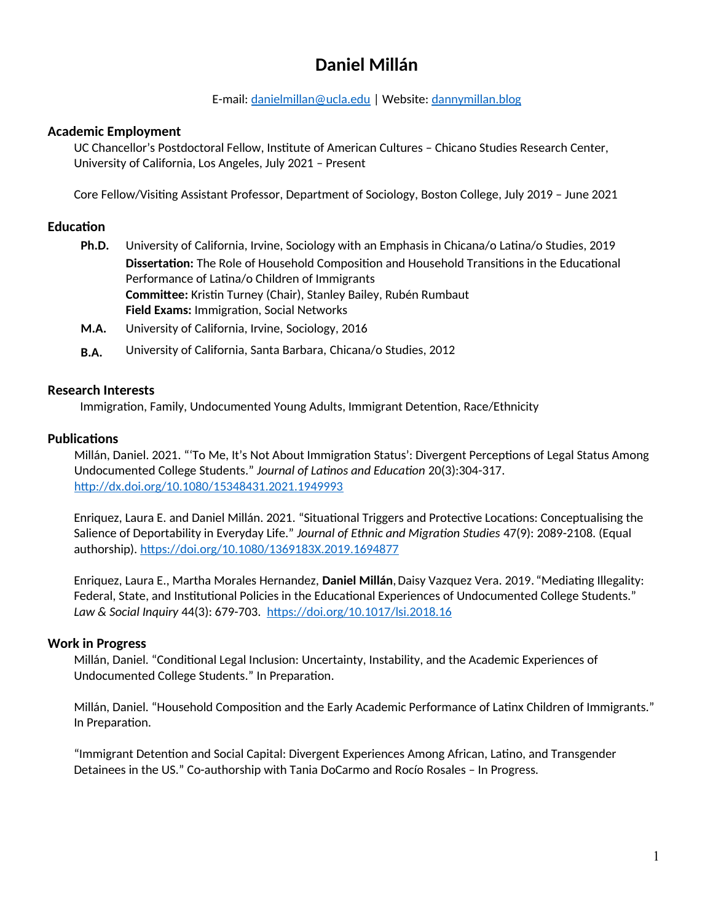# Daniel Millán

E-mail: danielmillan@ucla.edu | Website: dannymillan.blog

## Academic Employment

UC Chancellor's Postdoctoral Fellow, Institute of American Cultures – Chicano Studies Research Center, University of California, Los Angeles, July 2021 – Present

Core Fellow/Visiting Assistant Professor, Department of Sociology, Boston College, July 2019 – June 2021

## Education

**Ph.D.** University of California, Irvine, Sociology with an Emphasis in Chicana/o Latina/o Studies, 2019
**Dissertation:** The Role of Household Composition and Household Transitions in the Educational Performance of Latina/o Children of Immigrants
**Committee:** Kristin Turney (Chair), Stanley Bailey, Rubén Rumbaut
**Field Exams:** Immigration, Social Networks

**M.A.** University of California, Irvine, Sociology, 2016

**B.A.** University of California, Santa Barbara, Chicana/o Studies, 2012

## Research Interests

Immigration, Family, Undocumented Young Adults, Immigrant Detention, Race/Ethnicity

## Publications

Millán, Daniel. 2021. "'To Me, It's Not About Immigration Status': Divergent Perceptions of Legal Status Among Undocumented College Students." *Journal of Latinos and Education* 20(3):304-317. http://dx.doi.org/10.1080/15348431.2021.1949993

Enriquez, Laura E. and Daniel Millán. 2021. "Situational Triggers and Protective Locations: Conceptualising the Salience of Deportability in Everyday Life." *Journal of Ethnic and Migration Studies* 47(9): 2089-2108. (Equal authorship). https://doi.org/10.1080/1369183X.2019.1694877

Enriquez, Laura E., Martha Morales Hernandez, **Daniel Millán**, Daisy Vazquez Vera. 2019. "Mediating Illegality: Federal, State, and Institutional Policies in the Educational Experiences of Undocumented College Students." *Law & Social Inquiry* 44(3): 679-703. https://doi.org/10.1017/lsi.2018.16

## Work in Progress

Millán, Daniel. "Conditional Legal Inclusion: Uncertainty, Instability, and the Academic Experiences of Undocumented College Students." In Preparation.

Millán, Daniel. "Household Composition and the Early Academic Performance of Latinx Children of Immigrants." In Preparation.

"Immigrant Detention and Social Capital: Divergent Experiences Among African, Latino, and Transgender Detainees in the US." Co-authorship with Tania DoCarmo and Rocío Rosales – In Progress.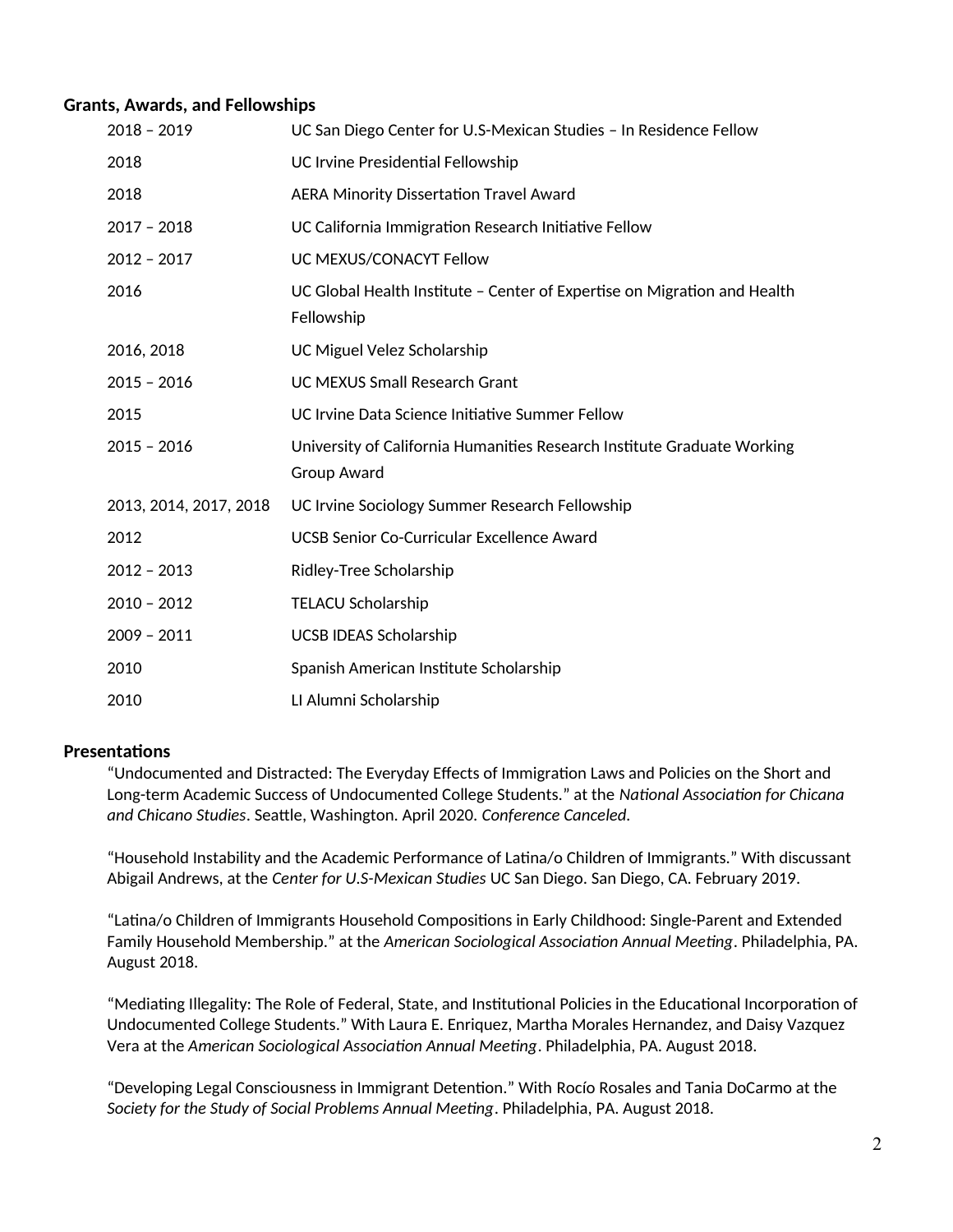## Grants, Awards, and Fellowships

| | |
|---|---|
| 2018 – 2019 | UC San Diego Center for U.S-Mexican Studies – In Residence Fellow |
| 2018 | UC Irvine Presidential Fellowship |
| 2018 | AERA Minority Dissertation Travel Award |
| 2017 – 2018 | UC California Immigration Research Initiative Fellow |
| 2012 – 2017 | UC MEXUS/CONACYT Fellow |
| 2016 | UC Global Health Institute – Center of Expertise on Migration and Health Fellowship |
| 2016, 2018 | UC Miguel Velez Scholarship |
| 2015 – 2016 | UC MEXUS Small Research Grant |
| 2015 | UC Irvine Data Science Initiative Summer Fellow |
| 2015 – 2016 | University of California Humanities Research Institute Graduate Working Group Award |
| 2013, 2014, 2017, 2018 | UC Irvine Sociology Summer Research Fellowship |
| 2012 | UCSB Senior Co-Curricular Excellence Award |
| 2012 – 2013 | Ridley-Tree Scholarship |
| 2010 – 2012 | TELACU Scholarship |
| 2009 – 2011 | UCSB IDEAS Scholarship |
| 2010 | Spanish American Institute Scholarship |
| 2010 | LI Alumni Scholarship |

## Presentations

"Undocumented and Distracted: The Everyday Effects of Immigration Laws and Policies on the Short and Long-term Academic Success of Undocumented College Students." at the *National Association for Chicana and Chicano Studies*. Seattle, Washington. April 2020. *Conference Canceled*.

"Household Instability and the Academic Performance of Latina/o Children of Immigrants." With discussant Abigail Andrews, at the *Center for U.S-Mexican Studies* UC San Diego. San Diego, CA. February 2019.

"Latina/o Children of Immigrants Household Compositions in Early Childhood: Single-Parent and Extended Family Household Membership." at the *American Sociological Association Annual Meeting*. Philadelphia, PA. August 2018.

"Mediating Illegality: The Role of Federal, State, and Institutional Policies in the Educational Incorporation of Undocumented College Students." With Laura E. Enriquez, Martha Morales Hernandez, and Daisy Vazquez Vera at the *American Sociological Association Annual Meeting*. Philadelphia, PA. August 2018.

"Developing Legal Consciousness in Immigrant Detention." With Rocío Rosales and Tania DoCarmo at the *Society for the Study of Social Problems Annual Meeting*. Philadelphia, PA. August 2018.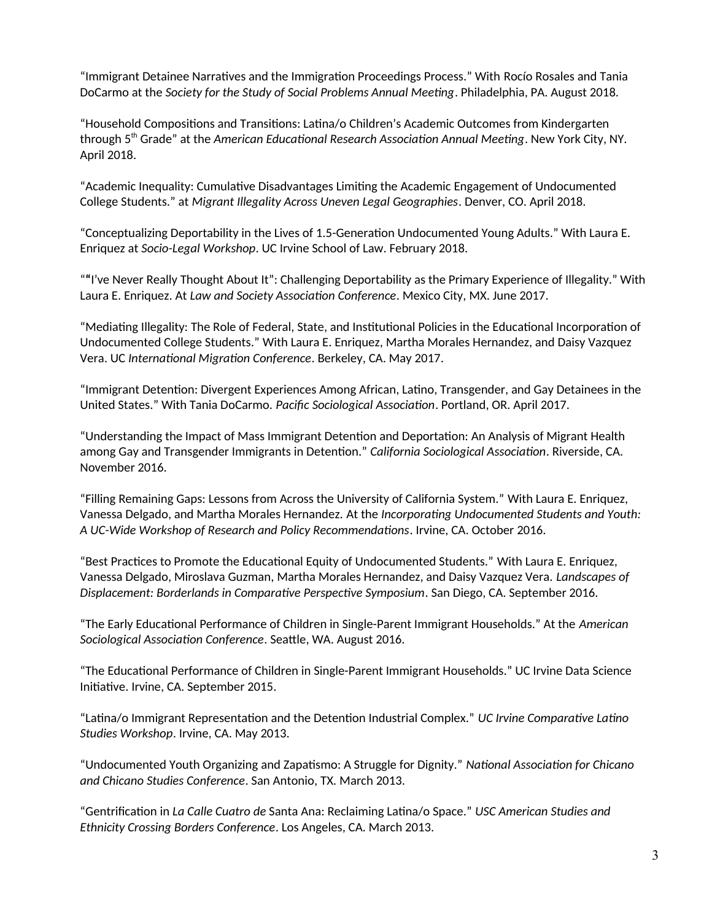"Immigrant Detainee Narratives and the Immigration Proceedings Process." With Rocío Rosales and Tania DoCarmo at the *Society for the Study of Social Problems Annual Meeting*. Philadelphia, PA. August 2018.

"Household Compositions and Transitions: Latina/o Children's Academic Outcomes from Kindergarten through 5th Grade" at the *American Educational Research Association Annual Meeting*. New York City, NY. April 2018.

"Academic Inequality: Cumulative Disadvantages Limiting the Academic Engagement of Undocumented College Students." at *Migrant Illegality Across Uneven Legal Geographies*. Denver, CO. April 2018.

"Conceptualizing Deportability in the Lives of 1.5-Generation Undocumented Young Adults." With Laura E. Enriquez at *Socio-Legal Workshop*. UC Irvine School of Law. February 2018.

""I've Never Really Thought About It": Challenging Deportability as the Primary Experience of Illegality." With Laura E. Enriquez. At *Law and Society Association Conference*. Mexico City, MX. June 2017.

"Mediating Illegality: The Role of Federal, State, and Institutional Policies in the Educational Incorporation of Undocumented College Students." With Laura E. Enriquez, Martha Morales Hernandez, and Daisy Vazquez Vera. UC *International Migration Conference*. Berkeley, CA. May 2017.

"Immigrant Detention: Divergent Experiences Among African, Latino, Transgender, and Gay Detainees in the United States." With Tania DoCarmo. *Pacific Sociological Association*. Portland, OR. April 2017.

"Understanding the Impact of Mass Immigrant Detention and Deportation: An Analysis of Migrant Health among Gay and Transgender Immigrants in Detention." *California Sociological Association*. Riverside, CA. November 2016.

"Filling Remaining Gaps: Lessons from Across the University of California System." With Laura E. Enriquez, Vanessa Delgado, and Martha Morales Hernandez. At the *Incorporating Undocumented Students and Youth: A UC-Wide Workshop of Research and Policy Recommendations*. Irvine, CA. October 2016.

"Best Practices to Promote the Educational Equity of Undocumented Students." With Laura E. Enriquez, Vanessa Delgado, Miroslava Guzman, Martha Morales Hernandez, and Daisy Vazquez Vera. *Landscapes of Displacement: Borderlands in Comparative Perspective Symposium*. San Diego, CA. September 2016.

"The Early Educational Performance of Children in Single-Parent Immigrant Households." At the *American Sociological Association Conference*. Seattle, WA. August 2016.

"The Educational Performance of Children in Single-Parent Immigrant Households." UC Irvine Data Science Initiative. Irvine, CA. September 2015.

"Latina/o Immigrant Representation and the Detention Industrial Complex." *UC Irvine Comparative Latino Studies Workshop*. Irvine, CA. May 2013.

"Undocumented Youth Organizing and Zapatismo: A Struggle for Dignity." *National Association for Chicano and Chicano Studies Conference*. San Antonio, TX. March 2013.

"Gentrification in *La Calle Cuatro de* Santa Ana: Reclaiming Latina/o Space." *USC American Studies and Ethnicity Crossing Borders Conference*. Los Angeles, CA. March 2013.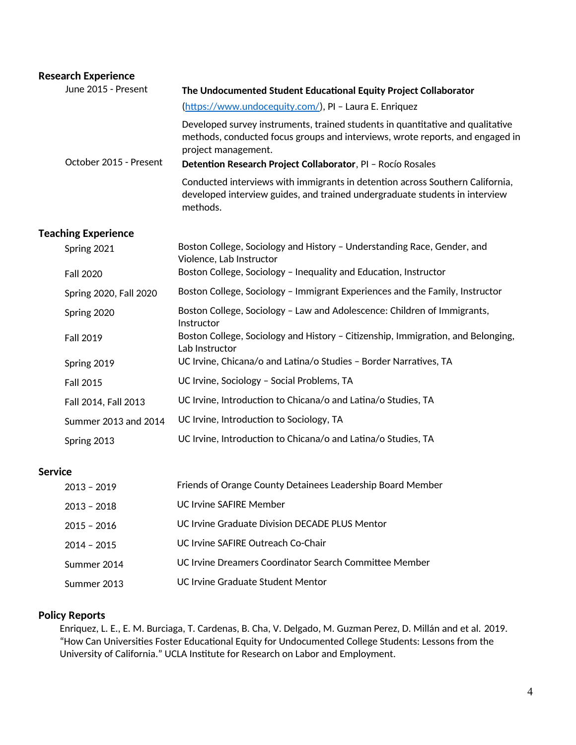## Research Experience

June 2015 - Present
: **The Undocumented Student Educational Equity Project Collaborator** ([https://www.undocequity.com/](https://www.undocequity.com/)), PI – Laura E. Enriquez

  Developed survey instruments, trained students in quantitative and qualitative methods, conducted focus groups and interviews, wrote reports, and engaged in project management.

October 2015 - Present
: **Detention Research Project Collaborator**, PI – Rocío Rosales

  Conducted interviews with immigrants in detention across Southern California, developed interview guides, and trained undergraduate students in interview methods.

## Teaching Experience

| | |
|---|---|
| Spring 2021 | Boston College, Sociology and History – Understanding Race, Gender, and Violence, Lab Instructor |
| Fall 2020 | Boston College, Sociology – Inequality and Education, Instructor |
| Spring 2020, Fall 2020 | Boston College, Sociology – Immigrant Experiences and the Family, Instructor |
| Spring 2020 | Boston College, Sociology – Law and Adolescence: Children of Immigrants, Instructor |
| Fall 2019 | Boston College, Sociology and History – Citizenship, Immigration, and Belonging, Lab Instructor |
| Spring 2019 | UC Irvine, Chicana/o and Latina/o Studies – Border Narratives, TA |
| Fall 2015 | UC Irvine, Sociology – Social Problems, TA |
| Fall 2014, Fall 2013 | UC Irvine, Introduction to Chicana/o and Latina/o Studies, TA |
| Summer 2013 and 2014 | UC Irvine, Introduction to Sociology, TA |
| Spring 2013 | UC Irvine, Introduction to Chicana/o and Latina/o Studies, TA |

## Service

| | |
|---|---|
| 2013 – 2019 | Friends of Orange County Detainees Leadership Board Member |
| 2013 – 2018 | UC Irvine SAFIRE Member |
| 2015 – 2016 | UC Irvine Graduate Division DECADE PLUS Mentor |
| 2014 – 2015 | UC Irvine SAFIRE Outreach Co-Chair |
| Summer 2014 | UC Irvine Dreamers Coordinator Search Committee Member |
| Summer 2013 | UC Irvine Graduate Student Mentor |

## Policy Reports

Enriquez, L. E., E. M. Burciaga, T. Cardenas, B. Cha, V. Delgado, M. Guzman Perez, D. Millán and et al. 2019. "How Can Universities Foster Educational Equity for Undocumented College Students: Lessons from the University of California." UCLA Institute for Research on Labor and Employment.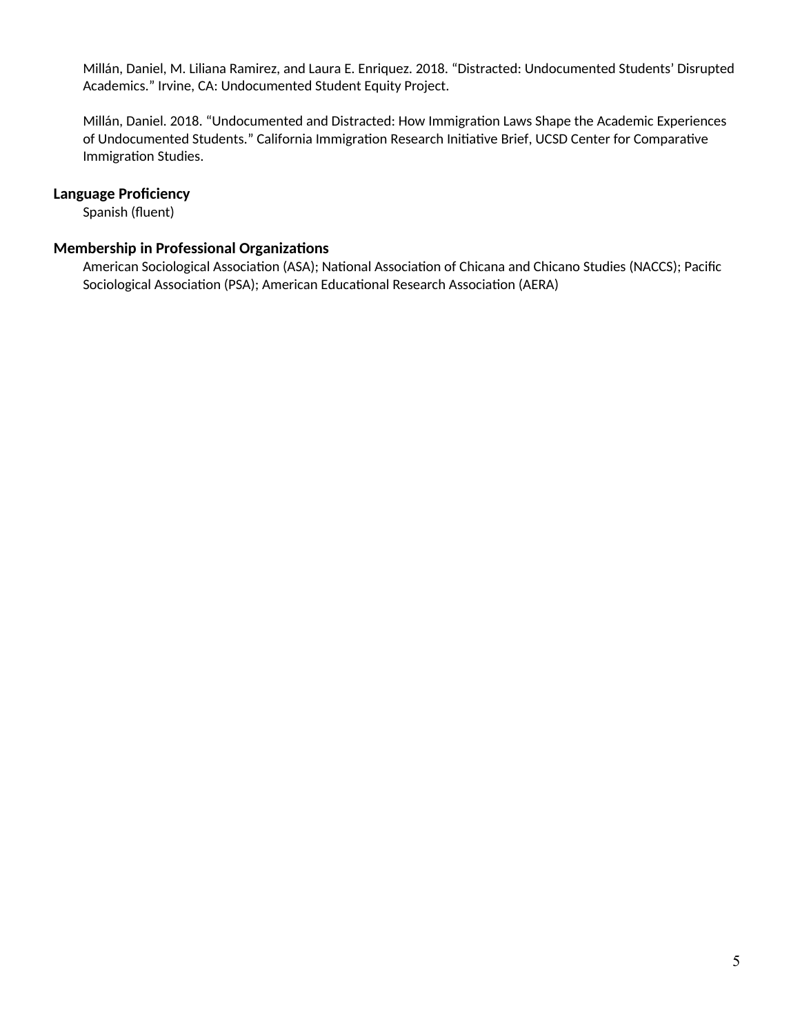Millán, Daniel, M. Liliana Ramirez, and Laura E. Enriquez. 2018. "Distracted: Undocumented Students' Disrupted Academics." Irvine, CA: Undocumented Student Equity Project.

Millán, Daniel. 2018. "Undocumented and Distracted: How Immigration Laws Shape the Academic Experiences of Undocumented Students." California Immigration Research Initiative Brief, UCSD Center for Comparative Immigration Studies.

**Language Proficiency**

Spanish (fluent)

**Membership in Professional Organizations**

American Sociological Association (ASA); National Association of Chicana and Chicano Studies (NACCS); Pacific Sociological Association (PSA); American Educational Research Association (AERA)